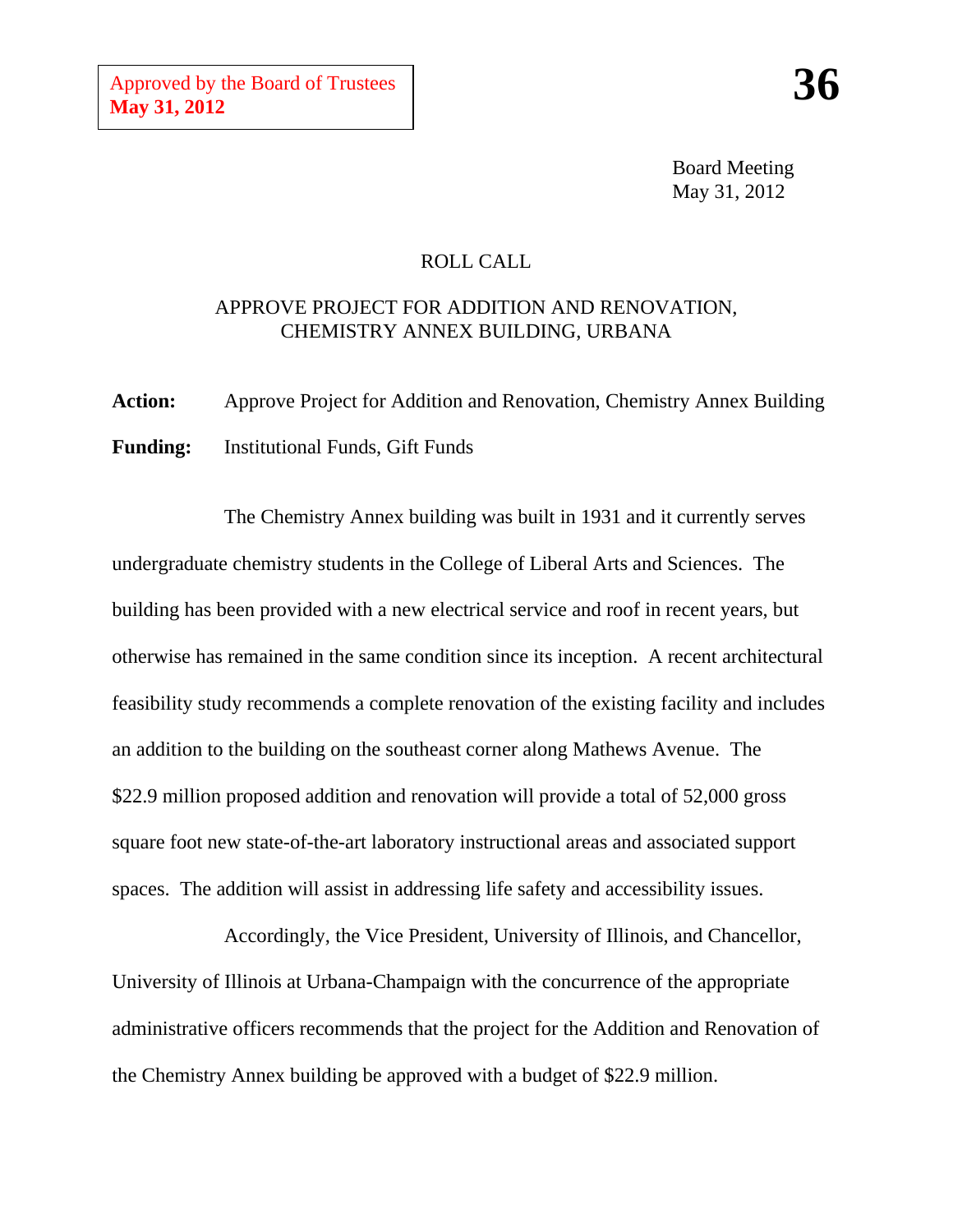Approved by the Board of Trustees
**May 31, 2012**

**36**

Board Meeting
May 31, 2012

ROLL CALL

APPROVE PROJECT FOR ADDITION AND RENOVATION,
CHEMISTRY ANNEX BUILDING, URBANA

**Action:** Approve Project for Addition and Renovation, Chemistry Annex Building

**Funding:** Institutional Funds, Gift Funds

The Chemistry Annex building was built in 1931 and it currently serves undergraduate chemistry students in the College of Liberal Arts and Sciences. The building has been provided with a new electrical service and roof in recent years, but otherwise has remained in the same condition since its inception. A recent architectural feasibility study recommends a complete renovation of the existing facility and includes an addition to the building on the southeast corner along Mathews Avenue. The $22.9 million proposed addition and renovation will provide a total of 52,000 gross square foot new state-of-the-art laboratory instructional areas and associated support spaces. The addition will assist in addressing life safety and accessibility issues.

Accordingly, the Vice President, University of Illinois, and Chancellor, University of Illinois at Urbana-Champaign with the concurrence of the appropriate administrative officers recommends that the project for the Addition and Renovation of the Chemistry Annex building be approved with a budget of $22.9 million.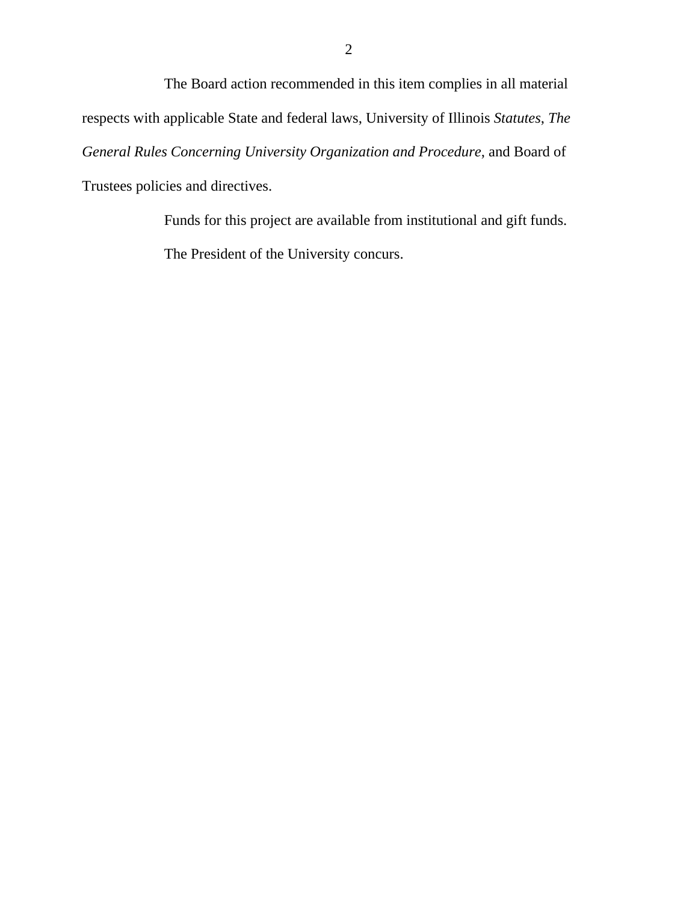The Board action recommended in this item complies in all material respects with applicable State and federal laws, University of Illinois *Statutes*, *The General Rules Concerning University Organization and Procedure*, and Board of Trustees policies and directives.

Funds for this project are available from institutional and gift funds.

The President of the University concurs.